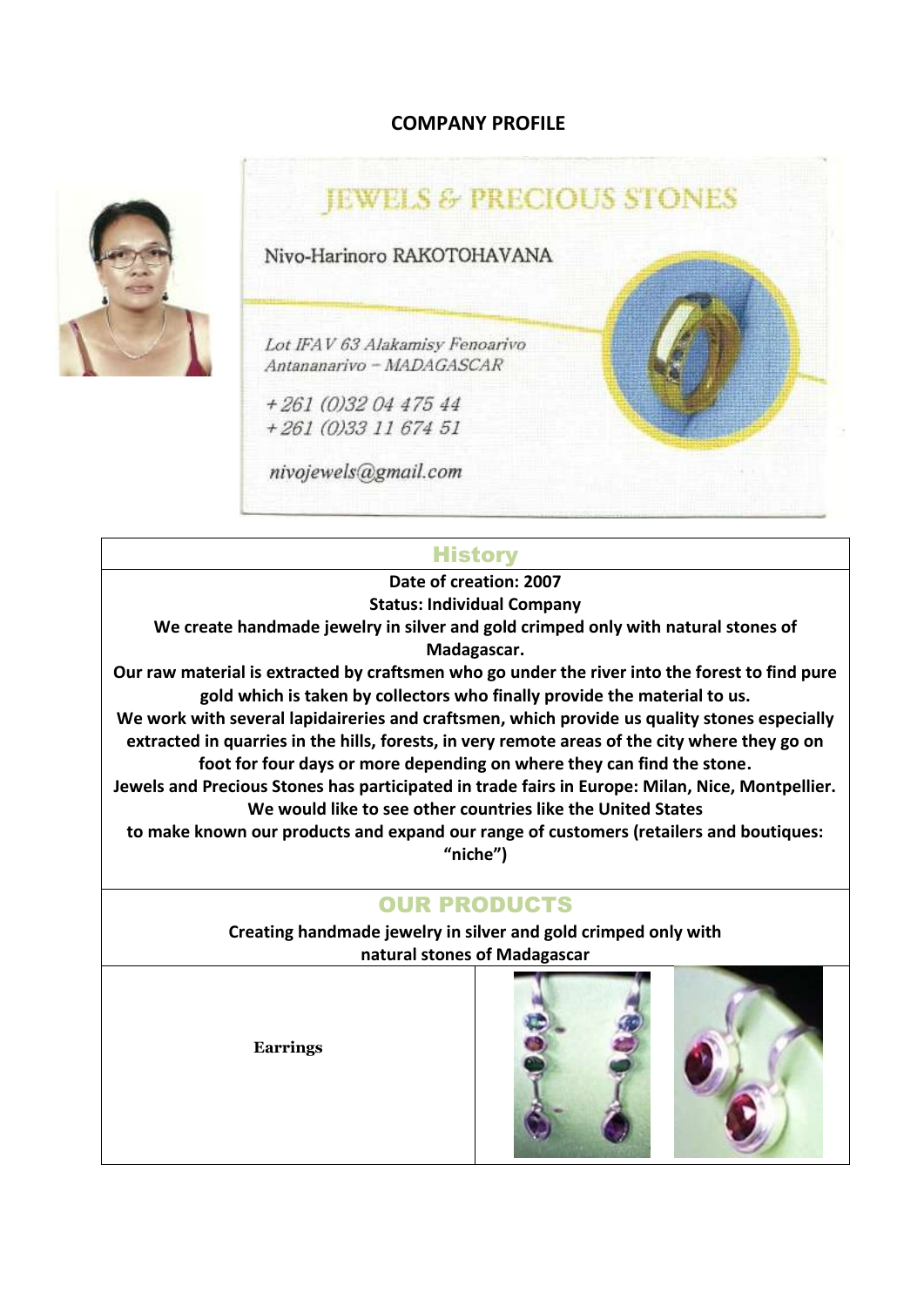# COMPANY PROFILE

JEWELS & PRECIOUS STONES

Nivo-Harinoro RAKOTOHAVANA

*Lot IFAV 63 Alakamisy Fenoarivo*
*Antananarivo – MADAGASCAR*

*+261 (0)32 04 475 44*
*+261 (0)33 11 674 51*

*nivojewels@gmail.com*

## History

**Date of creation: 2007**

**Status: Individual Company**

**We create handmade jewelry in silver and gold crimped only with natural stones of Madagascar.**

**Our raw material is extracted by craftsmen who go under the river into the forest to find pure gold which is taken by collectors who finally provide the material to us.**

**We work with several lapidaireries and craftsmen, which provide us quality stones especially extracted in quarries in the hills, forests, in very remote areas of the city where they go on foot for four days or more depending on where they can find the stone.**

**Jewels and Precious Stones has participated in trade fairs in Europe: Milan, Nice, Montpellier. We would like to see other countries like the United States to make known our products and expand our range of customers (retailers and boutiques: "niche")**

## OUR PRODUCTS

**Creating handmade jewelry in silver and gold crimped only with natural stones of Madagascar**

| **Earrings** | |
| --- | --- |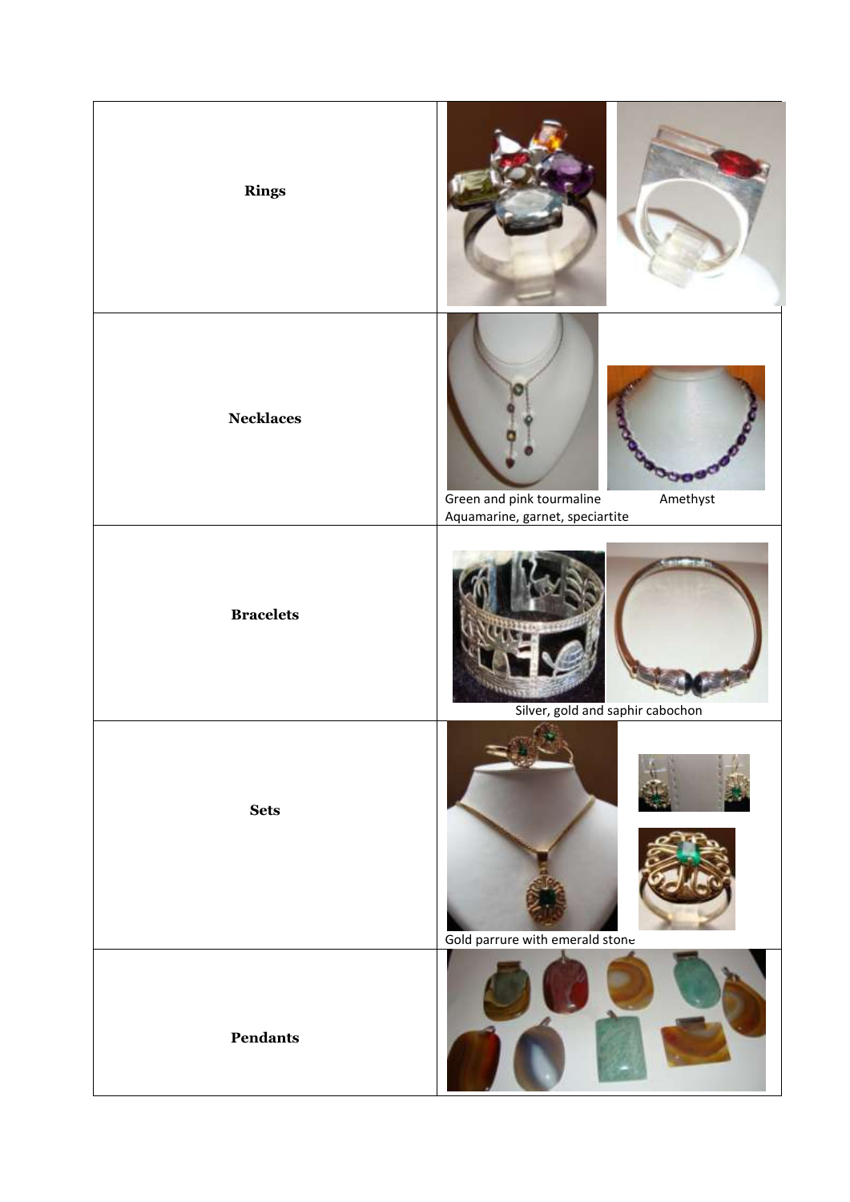| | |
|---|---|
| **Rings** | |
| **Necklaces** | Green and pink tourmaline Aquamarine, garnet, speciartite / Amethyst |
| **Bracelets** | Silver, gold and saphir cabochon |
| **Sets** | Gold parrure with emerald stone |
| **Pendants** | |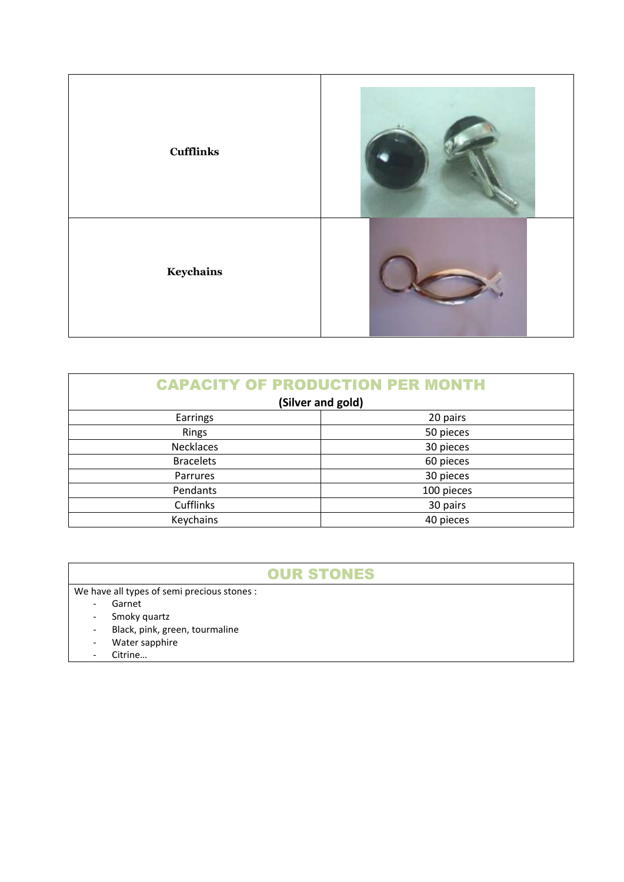| | |
|---|---|
| **Cufflinks** | |
| **Keychains** | |

| CAPACITY OF PRODUCTION PER MONTH (Silver and gold) | |
|---|---|
| Earrings | 20 pairs |
| Rings | 50 pieces |
| Necklaces | 30 pieces |
| Bracelets | 60 pieces |
| Parrures | 30 pieces |
| Pendants | 100 pieces |
| Cufflinks | 30 pairs |
| Keychains | 40 pieces |

## OUR STONES

We have all types of semi precious stones :

- Garnet
- Smoky quartz
- Black, pink, green, tourmaline
- Water sapphire
- Citrine…